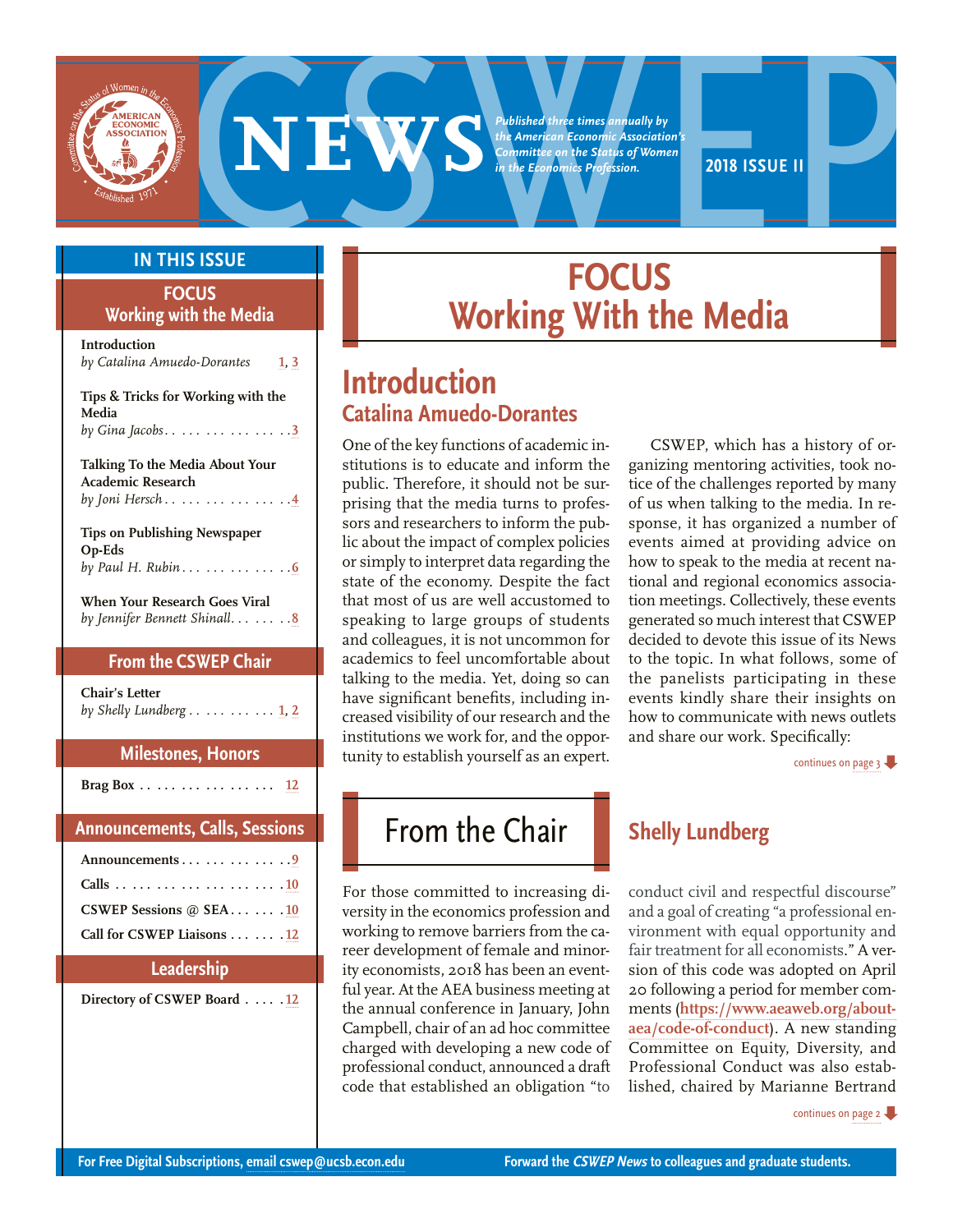# CSWEP NEWS

*Published three times annually by the American Economic Association's Committee on the Status of Women in the Economics Profession.*

**2018 ISSUE II**

## IN THIS ISSUE

### FOCUS Working with the Media

**Introduction**
*by Catalina Amuedo-Dorantes* . . . 1, 3

**Tips & Tricks for Working with the Media**
*by Gina Jacobs* . . . 3

**Talking To the Media About Your Academic Research**
*by Joni Hersch* . . . 4

**Tips on Publishing Newspaper Op-Eds**
*by Paul H. Rubin* . . . 6

**When Your Research Goes Viral**
*by Jennifer Bennett Shinall* . . . 8

### From the CSWEP Chair

**Chair's Letter**
*by Shelly Lundberg* . . . 1, 2

### Milestones, Honors

**Brag Box** . . . 12

### Announcements, Calls, Sessions

**Announcements** . . . 9

**Calls** . . . 10

**CSWEP Sessions @ SEA** . . . 10

**Call for CSWEP Liaisons** . . . 12

### Leadership

**Directory of CSWEP Board** . . . 12

# FOCUS Working With the Media

## Introduction

### Catalina Amuedo-Dorantes

One of the key functions of academic institutions is to educate and inform the public. Therefore, it should not be surprising that the media turns to professors and researchers to inform the public about the impact of complex policies or simply to interpret data regarding the state of the economy. Despite the fact that most of us are well accustomed to speaking to large groups of students and colleagues, it is not uncommon for academics to feel uncomfortable about talking to the media. Yet, doing so can have significant benefits, including increased visibility of our research and the institutions we work for, and the opportunity to establish yourself as an expert.

CSWEP, which has a history of organizing mentoring activities, took notice of the challenges reported by many of us when talking to the media. In response, it has organized a number of events aimed at providing advice on how to speak to the media at recent national and regional economics association meetings. Collectively, these events generated so much interest that CSWEP decided to devote this issue of its News to the topic. In what follows, some of the panelists participating in these events kindly share their insights on how to communicate with news outlets and share our work. Specifically:

continues on page 3

## From the Chair

### Shelly Lundberg

For those committed to increasing diversity in the economics profession and working to remove barriers from the career development of female and minority economists, 2018 has been an eventful year. At the AEA business meeting at the annual conference in January, John Campbell, chair of an ad hoc committee charged with developing a new code of professional conduct, announced a draft code that established an obligation "to conduct civil and respectful discourse" and a goal of creating "a professional environment with equal opportunity and fair treatment for all economists." A version of this code was adopted on April 20 following a period for member comments (**https://www.aeaweb.org/about-aea/code-of-conduct**). A new standing Committee on Equity, Diversity, and Professional Conduct was also established, chaired by Marianne Bertrand

continues on page 2

For Free Digital Subscriptions, email cswep@ucsb.econ.edu

Forward the *CSWEP News* to colleagues and graduate students.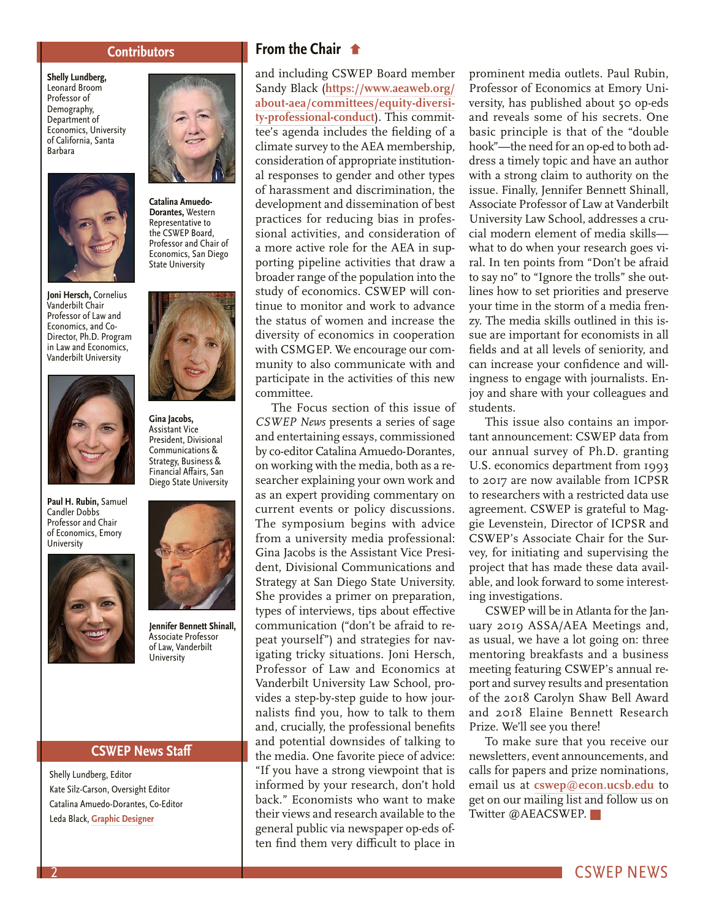## Contributors

**Shelly Lundberg,** Leonard Broom Professor of Demography, Department of Economics, University of California, Santa Barbara

**Catalina Amuedo-Dorantes,** Western Representative to the CSWEP Board, Professor and Chair of Economics, San Diego State University

**Joni Hersch,** Cornelius Vanderbilt Chair Professor of Law and Economics, and Co-Director, Ph.D. Program in Law and Economics, Vanderbilt University

**Gina Jacobs,** Assistant Vice President, Divisional Communications & Strategy, Business & Financial Affairs, San Diego State University

**Paul H. Rubin,** Samuel Candler Dobbs Professor and Chair of Economics, Emory University

**Jennifer Bennett Shinall,** Associate Professor of Law, Vanderbilt University

## CSWEP News Staff

Shelly Lundberg, Editor

Kate Silz-Carson, Oversight Editor

Catalina Amuedo-Dorantes, Co-Editor

Leda Black, Graphic Designer

## From the Chair

and including CSWEP Board member Sandy Black (https://www.aeaweb.org/about-aea/committees/equity-diversity-professional-conduct). This committee's agenda includes the fielding of a climate survey to the AEA membership, consideration of appropriate institutional responses to gender and other types of harassment and discrimination, the development and dissemination of best practices for reducing bias in professional activities, and consideration of a more active role for the AEA in supporting pipeline activities that draw a broader range of the population into the study of economics. CSWEP will continue to monitor and work to advance the status of women and increase the diversity of economics in cooperation with CSMGEP. We encourage our community to also communicate with and participate in the activities of this new committee.

The Focus section of this issue of *CSWEP News* presents a series of sage and entertaining essays, commissioned by co-editor Catalina Amuedo-Dorantes, on working with the media, both as a researcher explaining your own work and as an expert providing commentary on current events or policy discussions. The symposium begins with advice from a university media professional: Gina Jacobs is the Assistant Vice President, Divisional Communications and Strategy at San Diego State University. She provides a primer on preparation, types of interviews, tips about effective communication ("don't be afraid to repeat yourself") and strategies for navigating tricky situations. Joni Hersch, Professor of Law and Economics at Vanderbilt University Law School, provides a step-by-step guide to how journalists find you, how to talk to them and, crucially, the professional benefits and potential downsides of talking to the media. One favorite piece of advice: "If you have a strong viewpoint that is informed by your research, don't hold back." Economists who want to make their views and research available to the general public via newspaper op-eds often find them very difficult to place in prominent media outlets. Paul Rubin, Professor of Economics at Emory University, has published about 50 op-eds and reveals some of his secrets. One basic principle is that of the "double hook"—the need for an op-ed to both address a timely topic and have an author with a strong claim to authority on the issue. Finally, Jennifer Bennett Shinall, Associate Professor of Law at Vanderbilt University Law School, addresses a crucial modern element of media skills—what to do when your research goes viral. In ten points from "Don't be afraid to say no" to "Ignore the trolls" she outlines how to set priorities and preserve your time in the storm of a media frenzy. The media skills outlined in this issue are important for economists in all fields and at all levels of seniority, and can increase your confidence and willingness to engage with journalists. Enjoy and share with your colleagues and students.

This issue also contains an important announcement: CSWEP data from our annual survey of Ph.D. granting U.S. economics department from 1993 to 2017 are now available from ICPSR to researchers with a restricted data use agreement. CSWEP is grateful to Maggie Levenstein, Director of ICPSR and CSWEP's Associate Chair for the Survey, for initiating and supervising the project that has made these data available, and look forward to some interesting investigations.

CSWEP will be in Atlanta for the January 2019 ASSA/AEA Meetings and, as usual, we have a lot going on: three mentoring breakfasts and a business meeting featuring CSWEP's annual report and survey results and presentation of the 2018 Carolyn Shaw Bell Award and 2018 Elaine Bennett Research Prize. We'll see you there!

To make sure that you receive our newsletters, event announcements, and calls for papers and prize nominations, email us at cswep@econ.ucsb.edu to get on our mailing list and follow us on Twitter @AEACSWEP.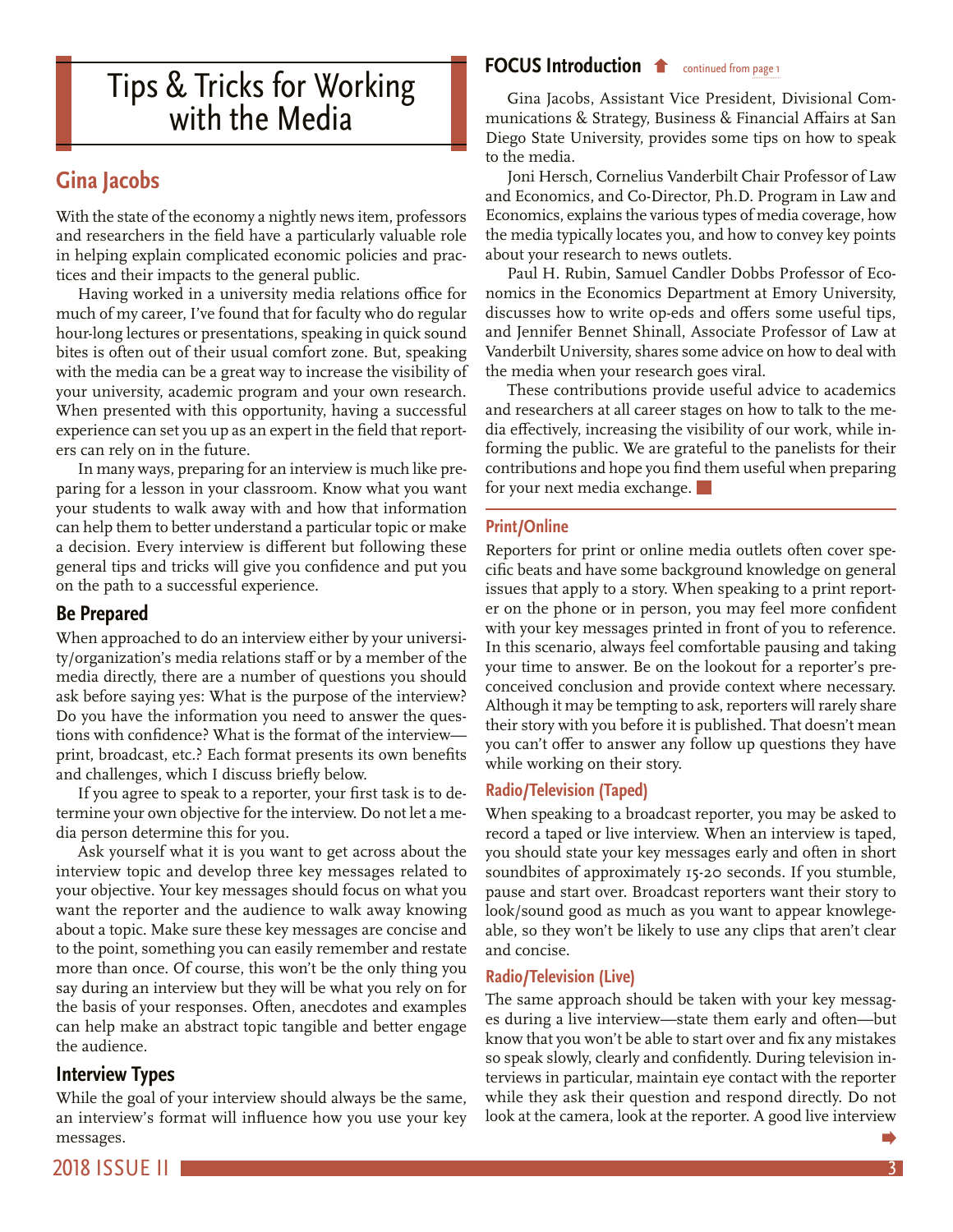# Tips & Tricks for Working with the Media

## Gina Jacobs

With the state of the economy a nightly news item, professors and researchers in the field have a particularly valuable role in helping explain complicated economic policies and practices and their impacts to the general public.

Having worked in a university media relations office for much of my career, I've found that for faculty who do regular hour-long lectures or presentations, speaking in quick sound bites is often out of their usual comfort zone. But, speaking with the media can be a great way to increase the visibility of your university, academic program and your own research. When presented with this opportunity, having a successful experience can set you up as an expert in the field that reporters can rely on in the future.

In many ways, preparing for an interview is much like preparing for a lesson in your classroom. Know what you want your students to walk away with and how that information can help them to better understand a particular topic or make a decision. Every interview is different but following these general tips and tricks will give you confidence and put you on the path to a successful experience.

### Be Prepared

When approached to do an interview either by your university/organization's media relations staff or by a member of the media directly, there are a number of questions you should ask before saying yes: What is the purpose of the interview? Do you have the information you need to answer the questions with confidence? What is the format of the interview—print, broadcast, etc.? Each format presents its own benefits and challenges, which I discuss briefly below.

If you agree to speak to a reporter, your first task is to determine your own objective for the interview. Do not let a media person determine this for you.

Ask yourself what it is you want to get across about the interview topic and develop three key messages related to your objective. Your key messages should focus on what you want the reporter and the audience to walk away knowing about a topic. Make sure these key messages are concise and to the point, something you can easily remember and restate more than once. Of course, this won't be the only thing you say during an interview but they will be what you rely on for the basis of your responses. Often, anecdotes and examples can help make an abstract topic tangible and better engage the audience.

### Interview Types

While the goal of your interview should always be the same, an interview's format will influence how you use your key messages.

#### Print/Online

Reporters for print or online media outlets often cover specific beats and have some background knowledge on general issues that apply to a story. When speaking to a print reporter on the phone or in person, you may feel more confident with your key messages printed in front of you to reference. In this scenario, always feel comfortable pausing and taking your time to answer. Be on the lookout for a reporter's preconceived conclusion and provide context where necessary. Although it may be tempting to ask, reporters will rarely share their story with you before it is published. That doesn't mean you can't offer to answer any follow up questions they have while working on their story.

#### Radio/Television (Taped)

When speaking to a broadcast reporter, you may be asked to record a taped or live interview. When an interview is taped, you should state your key messages early and often in short soundbites of approximately 15-20 seconds. If you stumble, pause and start over. Broadcast reporters want their story to look/sound good as much as you want to appear knowlegeable, so they won't be likely to use any clips that aren't clear and concise.

#### Radio/Television (Live)

The same approach should be taken with your key messages during a live interview—state them early and often—but know that you won't be able to start over and fix any mistakes so speak slowly, clearly and confidently. During television interviews in particular, maintain eye contact with the reporter while they ask their question and respond directly. Do not look at the camera, look at the reporter. A good live interview

## FOCUS Introduction

continued from page 1

Gina Jacobs, Assistant Vice President, Divisional Communications & Strategy, Business & Financial Affairs at San Diego State University, provides some tips on how to speak to the media.

Joni Hersch, Cornelius Vanderbilt Chair Professor of Law and Economics, and Co-Director, Ph.D. Program in Law and Economics, explains the various types of media coverage, how the media typically locates you, and how to convey key points about your research to news outlets.

Paul H. Rubin, Samuel Candler Dobbs Professor of Economics in the Economics Department at Emory University, discusses how to write op-eds and offers some useful tips, and Jennifer Bennet Shinall, Associate Professor of Law at Vanderbilt University, shares some advice on how to deal with the media when your research goes viral.

These contributions provide useful advice to academics and researchers at all career stages on how to talk to the media effectively, increasing the visibility of our work, while informing the public. We are grateful to the panelists for their contributions and hope you find them useful when preparing for your next media exchange.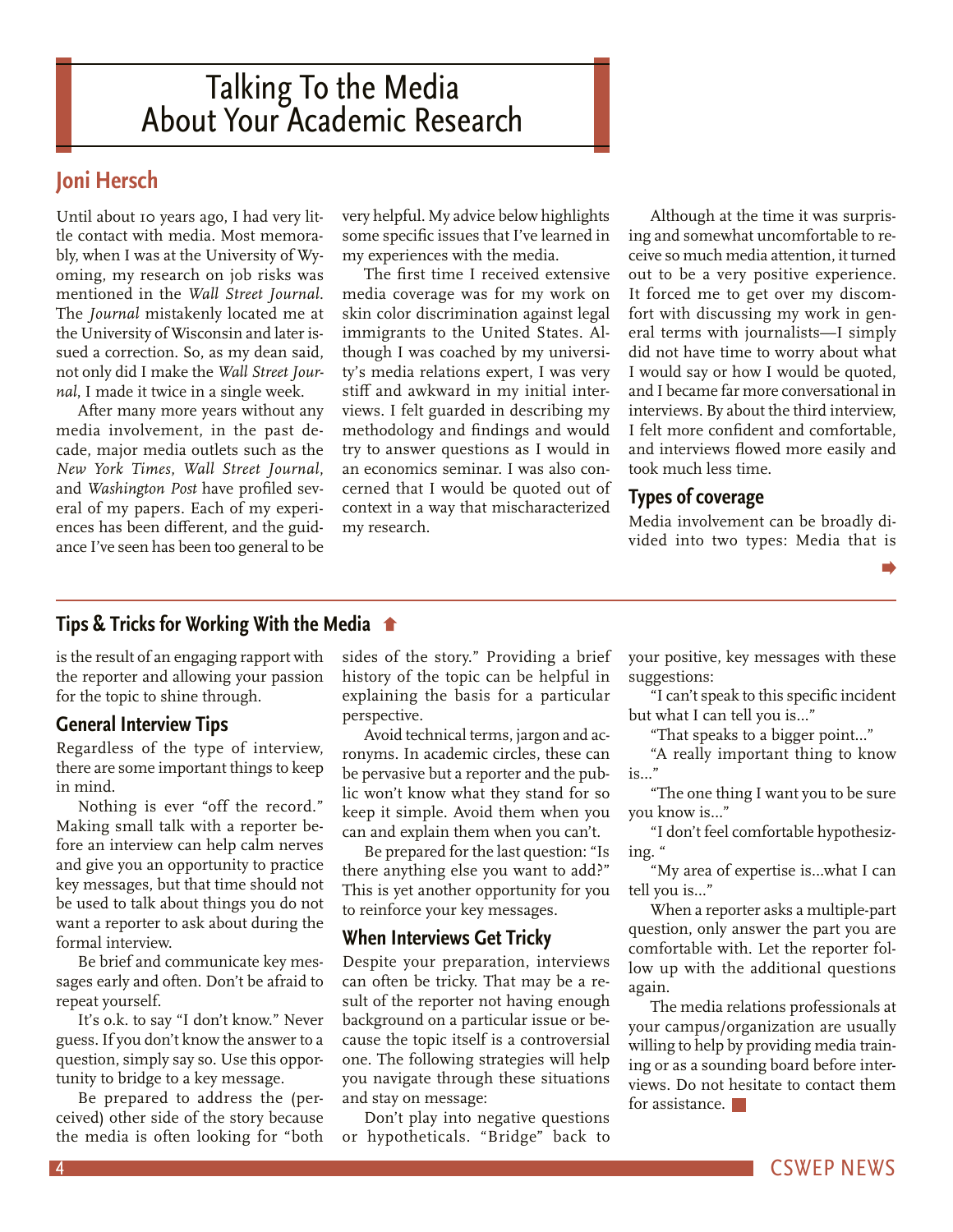# Talking To the Media About Your Academic Research

## Joni Hersch

Until about 10 years ago, I had very little contact with media. Most memorably, when I was at the University of Wyoming, my research on job risks was mentioned in the *Wall Street Journal*. The *Journal* mistakenly located me at the University of Wisconsin and later issued a correction. So, as my dean said, not only did I make the *Wall Street Journal*, I made it twice in a single week.

After many more years without any media involvement, in the past decade, major media outlets such as the *New York Times*, *Wall Street Journal*, and *Washington Post* have profiled several of my papers. Each of my experiences has been different, and the guidance I've seen has been too general to be very helpful. My advice below highlights some specific issues that I've learned in my experiences with the media.

The first time I received extensive media coverage was for my work on skin color discrimination against legal immigrants to the United States. Although I was coached by my university's media relations expert, I was very stiff and awkward in my initial interviews. I felt guarded in describing my methodology and findings and would try to answer questions as I would in an economics seminar. I was also concerned that I would be quoted out of context in a way that mischaracterized my research.

Although at the time it was surprising and somewhat uncomfortable to receive so much media attention, it turned out to be a very positive experience. It forced me to get over my discomfort with discussing my work in general terms with journalists—I simply did not have time to worry about what I would say or how I would be quoted, and I became far more conversational in interviews. By about the third interview, I felt more confident and comfortable, and interviews flowed more easily and took much less time.

### Types of coverage

Media involvement can be broadly divided into two types: Media that is

## Tips & Tricks for Working With the Media

is the result of an engaging rapport with the reporter and allowing your passion for the topic to shine through.

### General Interview Tips

Regardless of the type of interview, there are some important things to keep in mind.

Nothing is ever "off the record." Making small talk with a reporter before an interview can help calm nerves and give you an opportunity to practice key messages, but that time should not be used to talk about things you do not want a reporter to ask about during the formal interview.

Be brief and communicate key messages early and often. Don't be afraid to repeat yourself.

It's o.k. to say "I don't know." Never guess. If you don't know the answer to a question, simply say so. Use this opportunity to bridge to a key message.

Be prepared to address the (perceived) other side of the story because the media is often looking for "both sides of the story." Providing a brief history of the topic can be helpful in explaining the basis for a particular perspective.

Avoid technical terms, jargon and acronyms. In academic circles, these can be pervasive but a reporter and the public won't know what they stand for so keep it simple. Avoid them when you can and explain them when you can't.

Be prepared for the last question: "Is there anything else you want to add?" This is yet another opportunity for you to reinforce your key messages.

### When Interviews Get Tricky

Despite your preparation, interviews can often be tricky. That may be a result of the reporter not having enough background on a particular issue or because the topic itself is a controversial one. The following strategies will help you navigate through these situations and stay on message:

Don't play into negative questions or hypotheticals. "Bridge" back to your positive, key messages with these suggestions:

"I can't speak to this specific incident but what I can tell you is..."

"That speaks to a bigger point..."

"A really important thing to know is..."

"The one thing I want you to be sure you know is..."

"I don't feel comfortable hypothesizing. "

"My area of expertise is...what I can tell you is..."

When a reporter asks a multiple-part question, only answer the part you are comfortable with. Let the reporter follow up with the additional questions again.

The media relations professionals at your campus/organization are usually willing to help by providing media training or as a sounding board before interviews. Do not hesitate to contact them for assistance.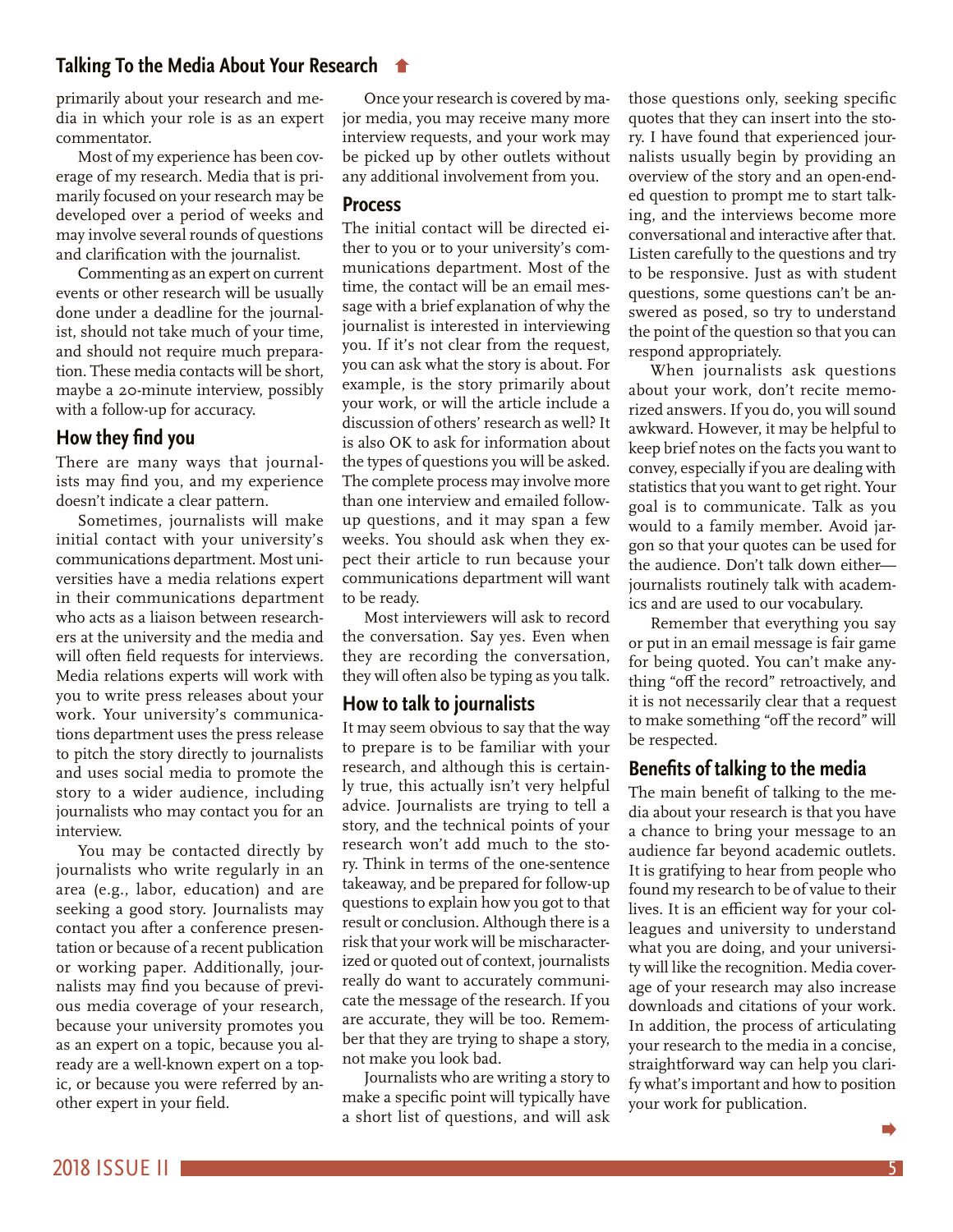primarily about your research and media in which your role is as an expert commentator.

Most of my experience has been coverage of my research. Media that is primarily focused on your research may be developed over a period of weeks and may involve several rounds of questions and clarification with the journalist.

Commenting as an expert on current events or other research will be usually done under a deadline for the journalist, should not take much of your time, and should not require much preparation. These media contacts will be short, maybe a 20-minute interview, possibly with a follow-up for accuracy.

## How they find you

There are many ways that journalists may find you, and my experience doesn't indicate a clear pattern.

Sometimes, journalists will make initial contact with your university's communications department. Most universities have a media relations expert in their communications department who acts as a liaison between researchers at the university and the media and will often field requests for interviews. Media relations experts will work with you to write press releases about your work. Your university's communications department uses the press release to pitch the story directly to journalists and uses social media to promote the story to a wider audience, including journalists who may contact you for an interview.

You may be contacted directly by journalists who write regularly in an area (e.g., labor, education) and are seeking a good story. Journalists may contact you after a conference presentation or because of a recent publication or working paper. Additionally, journalists may find you because of previous media coverage of your research, because your university promotes you as an expert on a topic, because you already are a well-known expert on a topic, or because you were referred by another expert in your field.

Once your research is covered by major media, you may receive many more interview requests, and your work may be picked up by other outlets without any additional involvement from you.

## Process

The initial contact will be directed either to you or to your university's communications department. Most of the time, the contact will be an email message with a brief explanation of why the journalist is interested in interviewing you. If it's not clear from the request, you can ask what the story is about. For example, is the story primarily about your work, or will the article include a discussion of others' research as well? It is also OK to ask for information about the types of questions you will be asked. The complete process may involve more than one interview and emailed follow-up questions, and it may span a few weeks. You should ask when they expect their article to run because your communications department will want to be ready.

Most interviewers will ask to record the conversation. Say yes. Even when they are recording the conversation, they will often also be typing as you talk.

## How to talk to journalists

It may seem obvious to say that the way to prepare is to be familiar with your research, and although this is certainly true, this actually isn't very helpful advice. Journalists are trying to tell a story, and the technical points of your research won't add much to the story. Think in terms of the one-sentence takeaway, and be prepared for follow-up questions to explain how you got to that result or conclusion. Although there is a risk that your work will be mischaracterized or quoted out of context, journalists really do want to accurately communicate the message of the research. If you are accurate, they will be too. Remember that they are trying to shape a story, not make you look bad.

Journalists who are writing a story to make a specific point will typically have a short list of questions, and will ask those questions only, seeking specific quotes that they can insert into the story. I have found that experienced journalists usually begin by providing an overview of the story and an open-ended question to prompt me to start talking, and the interviews become more conversational and interactive after that. Listen carefully to the questions and try to be responsive. Just as with student questions, some questions can't be answered as posed, so try to understand the point of the question so that you can respond appropriately.

When journalists ask questions about your work, don't recite memorized answers. If you do, you will sound awkward. However, it may be helpful to keep brief notes on the facts you want to convey, especially if you are dealing with statistics that you want to get right. Your goal is to communicate. Talk as you would to a family member. Avoid jargon so that your quotes can be used for the audience. Don't talk down either—journalists routinely talk with academics and are used to our vocabulary.

Remember that everything you say or put in an email message is fair game for being quoted. You can't make anything "off the record" retroactively, and it is not necessarily clear that a request to make something "off the record" will be respected.

## Benefits of talking to the media

The main benefit of talking to the media about your research is that you have a chance to bring your message to an audience far beyond academic outlets. It is gratifying to hear from people who found my research to be of value to their lives. It is an efficient way for your colleagues and university to understand what you are doing, and your university will like the recognition. Media coverage of your research may also increase downloads and citations of your work. In addition, the process of articulating your research to the media in a concise, straightforward way can help you clarify what's important and how to position your work for publication.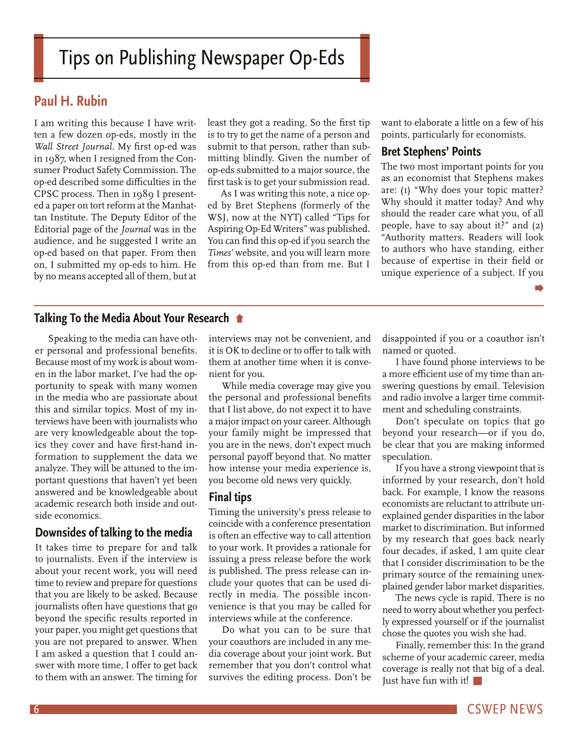# Tips on Publishing Newspaper Op-Eds

## Paul H. Rubin

I am writing this because I have written a few dozen op-eds, mostly in the *Wall Street Journal*. My first op-ed was in 1987, when I resigned from the Consumer Product Safety Commission. The op-ed described some difficulties in the CPSC process. Then in 1989 I presented a paper on tort reform at the Manhattan Institute. The Deputy Editor of the Editorial page of the *Journal* was in the audience, and he suggested I write an op-ed based on that paper. From then on, I submitted my op-eds to him. He by no means accepted all of them, but at least they got a reading. So the first tip is to try to get the name of a person and submit to that person, rather than submitting blindly. Given the number of op-eds submitted to a major source, the first task is to get your submission read.

As I was writing this note, a nice op-ed by Bret Stephens (formerly of the WSJ, now at the NYT) called "Tips for Aspiring Op-Ed Writers" was published. You can find this op-ed if you search the *Times'* website, and you will learn more from this op-ed than from me. But I want to elaborate a little on a few of his points, particularly for economists.

### Bret Stephens' Points

The two most important points for you as an economist that Stephens makes are: (1) "Why does your topic matter? Why should it matter today? And why should the reader care what you, of all people, have to say about it?" and (2) "Authority matters. Readers will look to authors who have standing, either because of expertise in their field or unique experience of a subject. If you

---

## Talking To the Media About Your Research

Speaking to the media can have other personal and professional benefits. Because most of my work is about women in the labor market, I've had the opportunity to speak with many women in the media who are passionate about this and similar topics. Most of my interviews have been with journalists who are very knowledgeable about the topics they cover and have first-hand information to supplement the data we analyze. They will be attuned to the important questions that haven't yet been answered and be knowledgeable about academic research both inside and outside economics.

### Downsides of talking to the media

It takes time to prepare for and talk to journalists. Even if the interview is about your recent work, you will need time to review and prepare for questions that you are likely to be asked. Because journalists often have questions that go beyond the specific results reported in your paper, you might get questions that you are not prepared to answer. When I am asked a question that I could answer with more time, I offer to get back to them with an answer. The timing for interviews may not be convenient, and it is OK to decline or to offer to talk with them at another time when it is convenient for you.

While media coverage may give you the personal and professional benefits that I list above, do not expect it to have a major impact on your career. Although your family might be impressed that you are in the news, don't expect much personal payoff beyond that. No matter how intense your media experience is, you become old news very quickly.

### Final tips

Timing the university's press release to coincide with a conference presentation is often an effective way to call attention to your work. It provides a rationale for issuing a press release before the work is published. The press release can include your quotes that can be used directly in media. The possible inconvenience is that you may be called for interviews while at the conference.

Do what you can to be sure that your coauthors are included in any media coverage about your joint work. But remember that you don't control what survives the editing process. Don't be disappointed if you or a coauthor isn't named or quoted.

I have found phone interviews to be a more efficient use of my time than answering questions by email. Television and radio involve a larger time commitment and scheduling constraints.

Don't speculate on topics that go beyond your research—or if you do, be clear that you are making informed speculation.

If you have a strong viewpoint that is informed by your research, don't hold back. For example, I know the reasons economists are reluctant to attribute unexplained gender disparities in the labor market to discrimination. But informed by my research that goes back nearly four decades, if asked, I am quite clear that I consider discrimination to be the primary source of the remaining unexplained gender labor market disparities.

The news cycle is rapid. There is no need to worry about whether you perfectly expressed yourself or if the journalist chose the quotes you wish she had.

Finally, remember this: In the grand scheme of your academic career, media coverage is really not that big of a deal. Just have fun with it!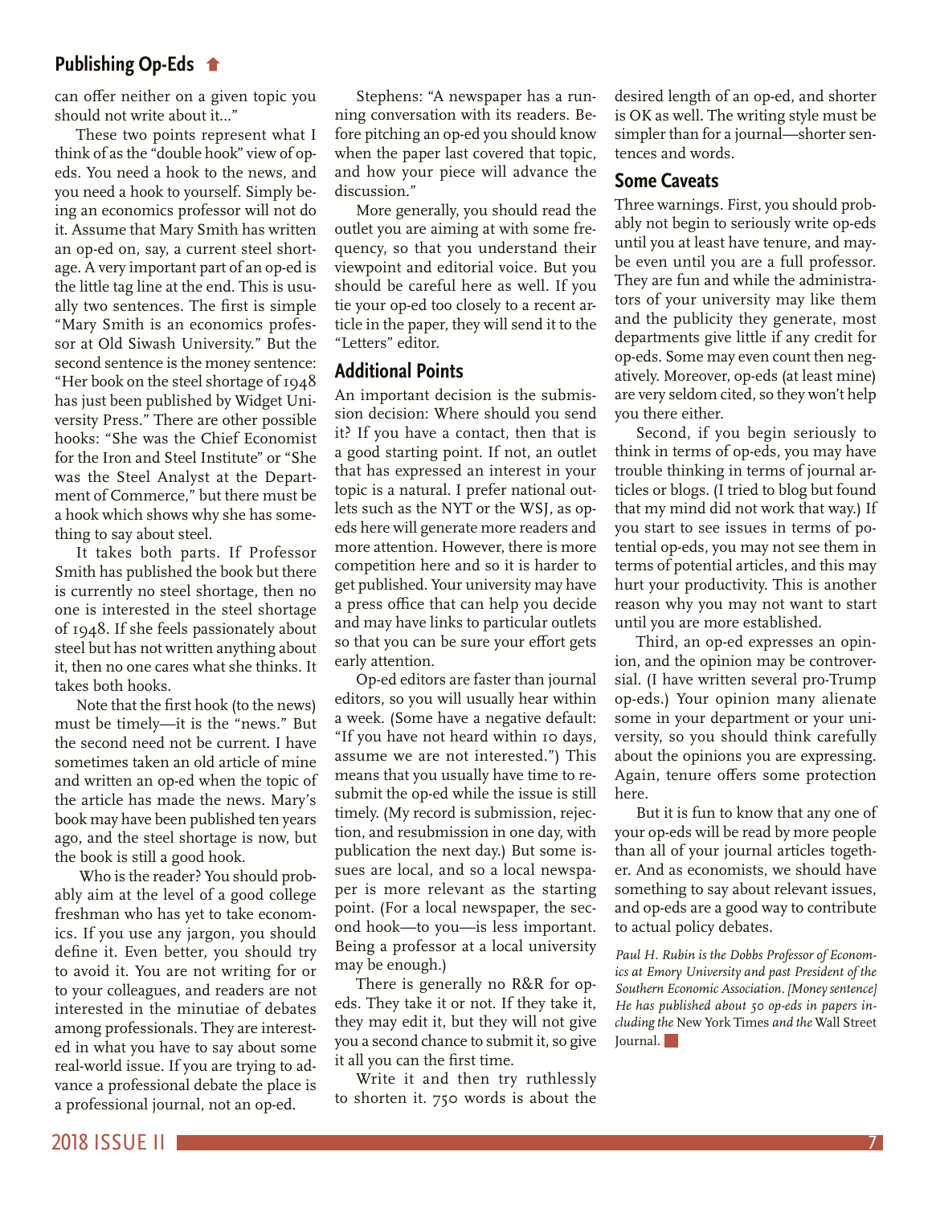can offer neither on a given topic you should not write about it..."

These two points represent what I think of as the "double hook" view of op-eds. You need a hook to the news, and you need a hook to yourself. Simply being an economics professor will not do it. Assume that Mary Smith has written an op-ed on, say, a current steel shortage. A very important part of an op-ed is the little tag line at the end. This is usually two sentences. The first is simple "Mary Smith is an economics professor at Old Siwash University." But the second sentence is the money sentence: "Her book on the steel shortage of 1948 has just been published by Widget University Press." There are other possible hooks: "She was the Chief Economist for the Iron and Steel Institute" or "She was the Steel Analyst at the Department of Commerce," but there must be a hook which shows why she has something to say about steel.

It takes both parts. If Professor Smith has published the book but there is currently no steel shortage, then no one is interested in the steel shortage of 1948. If she feels passionately about steel but has not written anything about it, then no one cares what she thinks. It takes both hooks.

Note that the first hook (to the news) must be timely—it is the "news." But the second need not be current. I have sometimes taken an old article of mine and written an op-ed when the topic of the article has made the news. Mary's book may have been published ten years ago, and the steel shortage is now, but the book is still a good hook.

Who is the reader? You should probably aim at the level of a good college freshman who has yet to take economics. If you use any jargon, you should define it. Even better, you should try to avoid it. You are not writing for or to your colleagues, and readers are not interested in the minutiae of debates among professionals. They are interested in what you have to say about some real-world issue. If you are trying to advance a professional debate the place is a professional journal, not an op-ed.

Stephens: "A newspaper has a running conversation with its readers. Before pitching an op-ed you should know when the paper last covered that topic, and how your piece will advance the discussion."

More generally, you should read the outlet you are aiming at with some frequency, so that you understand their viewpoint and editorial voice. But you should be careful here as well. If you tie your op-ed too closely to a recent article in the paper, they will send it to the "Letters" editor.

## Additional Points

An important decision is the submission decision: Where should you send it? If you have a contact, then that is a good starting point. If not, an outlet that has expressed an interest in your topic is a natural. I prefer national outlets such as the NYT or the WSJ, as op-eds here will generate more readers and more attention. However, there is more competition here and so it is harder to get published. Your university may have a press office that can help you decide and may have links to particular outlets so that you can be sure your effort gets early attention.

Op-ed editors are faster than journal editors, so you will usually hear within a week. (Some have a negative default: "If you have not heard within 10 days, assume we are not interested.") This means that you usually have time to resubmit the op-ed while the issue is still timely. (My record is submission, rejection, and resubmission in one day, with publication the next day.) But some issues are local, and so a local newspaper is more relevant as the starting point. (For a local newspaper, the second hook—to you—is less important. Being a professor at a local university may be enough.)

There is generally no R&R for op-eds. They take it or not. If they take it, they may edit it, but they will not give you a second chance to submit it, so give it all you can the first time.

Write it and then try ruthlessly to shorten it. 750 words is about the desired length of an op-ed, and shorter is OK as well. The writing style must be simpler than for a journal—shorter sentences and words.

## Some Caveats

Three warnings. First, you should probably not begin to seriously write op-eds until you at least have tenure, and maybe even until you are a full professor. They are fun and while the administrators of your university may like them and the publicity they generate, most departments give little if any credit for op-eds. Some may even count then negatively. Moreover, op-eds (at least mine) are very seldom cited, so they won't help you there either.

Second, if you begin seriously to think in terms of op-eds, you may have trouble thinking in terms of journal articles or blogs. (I tried to blog but found that my mind did not work that way.) If you start to see issues in terms of potential op-eds, you may not see them in terms of potential articles, and this may hurt your productivity. This is another reason why you may not want to start until you are more established.

Third, an op-ed expresses an opinion, and the opinion may be controversial. (I have written several pro-Trump op-eds.) Your opinion many alienate some in your department or your university, so you should think carefully about the opinions you are expressing. Again, tenure offers some protection here.

But it is fun to know that any one of your op-eds will be read by more people than all of your journal articles together. And as economists, we should have something to say about relevant issues, and op-eds are a good way to contribute to actual policy debates.

*Paul H. Rubin is the Dobbs Professor of Economics at Emory University and past President of the Southern Economic Association. [Money sentence] He has published about 50 op-eds in papers including the* New York Times *and the* Wall Street Journal.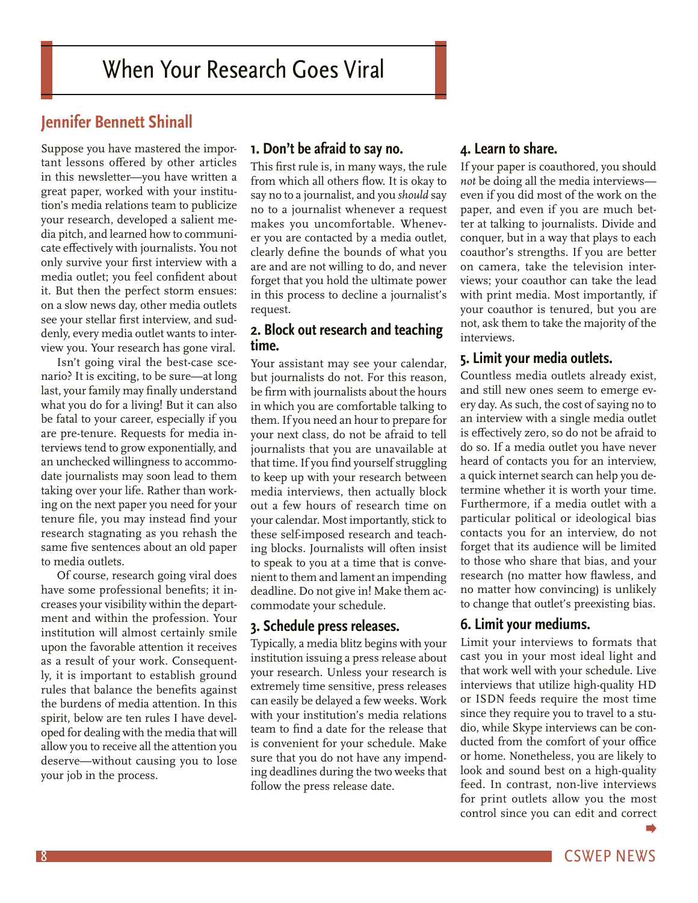# When Your Research Goes Viral

## Jennifer Bennett Shinall

Suppose you have mastered the important lessons offered by other articles in this newsletter—you have written a great paper, worked with your institution's media relations team to publicize your research, developed a salient media pitch, and learned how to communicate effectively with journalists. You not only survive your first interview with a media outlet; you feel confident about it. But then the perfect storm ensues: on a slow news day, other media outlets see your stellar first interview, and suddenly, every media outlet wants to interview you. Your research has gone viral.

Isn't going viral the best-case scenario? It is exciting, to be sure—at long last, your family may finally understand what you do for a living! But it can also be fatal to your career, especially if you are pre-tenure. Requests for media interviews tend to grow exponentially, and an unchecked willingness to accommodate journalists may soon lead to them taking over your life. Rather than working on the next paper you need for your tenure file, you may instead find your research stagnating as you rehash the same five sentences about an old paper to media outlets.

Of course, research going viral does have some professional benefits; it increases your visibility within the department and within the profession. Your institution will almost certainly smile upon the favorable attention it receives as a result of your work. Consequently, it is important to establish ground rules that balance the benefits against the burdens of media attention. In this spirit, below are ten rules I have developed for dealing with the media that will allow you to receive all the attention you deserve—without causing you to lose your job in the process.

### 1. Don't be afraid to say no.

This first rule is, in many ways, the rule from which all others flow. It is okay to say no to a journalist, and you *should* say no to a journalist whenever a request makes you uncomfortable. Whenever you are contacted by a media outlet, clearly define the bounds of what you are and are not willing to do, and never forget that you hold the ultimate power in this process to decline a journalist's request.

### 2. Block out research and teaching time.

Your assistant may see your calendar, but journalists do not. For this reason, be firm with journalists about the hours in which you are comfortable talking to them. If you need an hour to prepare for your next class, do not be afraid to tell journalists that you are unavailable at that time. If you find yourself struggling to keep up with your research between media interviews, then actually block out a few hours of research time on your calendar. Most importantly, stick to these self-imposed research and teaching blocks. Journalists will often insist to speak to you at a time that is convenient to them and lament an impending deadline. Do not give in! Make them accommodate your schedule.

### 3. Schedule press releases.

Typically, a media blitz begins with your institution issuing a press release about your research. Unless your research is extremely time sensitive, press releases can easily be delayed a few weeks. Work with your institution's media relations team to find a date for the release that is convenient for your schedule. Make sure that you do not have any impending deadlines during the two weeks that follow the press release date.

### 4. Learn to share.

If your paper is coauthored, you should *not* be doing all the media interviews—even if you did most of the work on the paper, and even if you are much better at talking to journalists. Divide and conquer, but in a way that plays to each coauthor's strengths. If you are better on camera, take the television interviews; your coauthor can take the lead with print media. Most importantly, if your coauthor is tenured, but you are not, ask them to take the majority of the interviews.

### 5. Limit your media outlets.

Countless media outlets already exist, and still new ones seem to emerge every day. As such, the cost of saying no to an interview with a single media outlet is effectively zero, so do not be afraid to do so. If a media outlet you have never heard of contacts you for an interview, a quick internet search can help you determine whether it is worth your time. Furthermore, if a media outlet with a particular political or ideological bias contacts you for an interview, do not forget that its audience will be limited to those who share that bias, and your research (no matter how flawless, and no matter how convincing) is unlikely to change that outlet's preexisting bias.

### 6. Limit your mediums.

Limit your interviews to formats that cast you in your most ideal light and that work well with your schedule. Live interviews that utilize high-quality HD or ISDN feeds require the most time since they require you to travel to a studio, while Skype interviews can be conducted from the comfort of your office or home. Nonetheless, you are likely to look and sound best on a high-quality feed. In contrast, non-live interviews for print outlets allow you the most control since you can edit and correct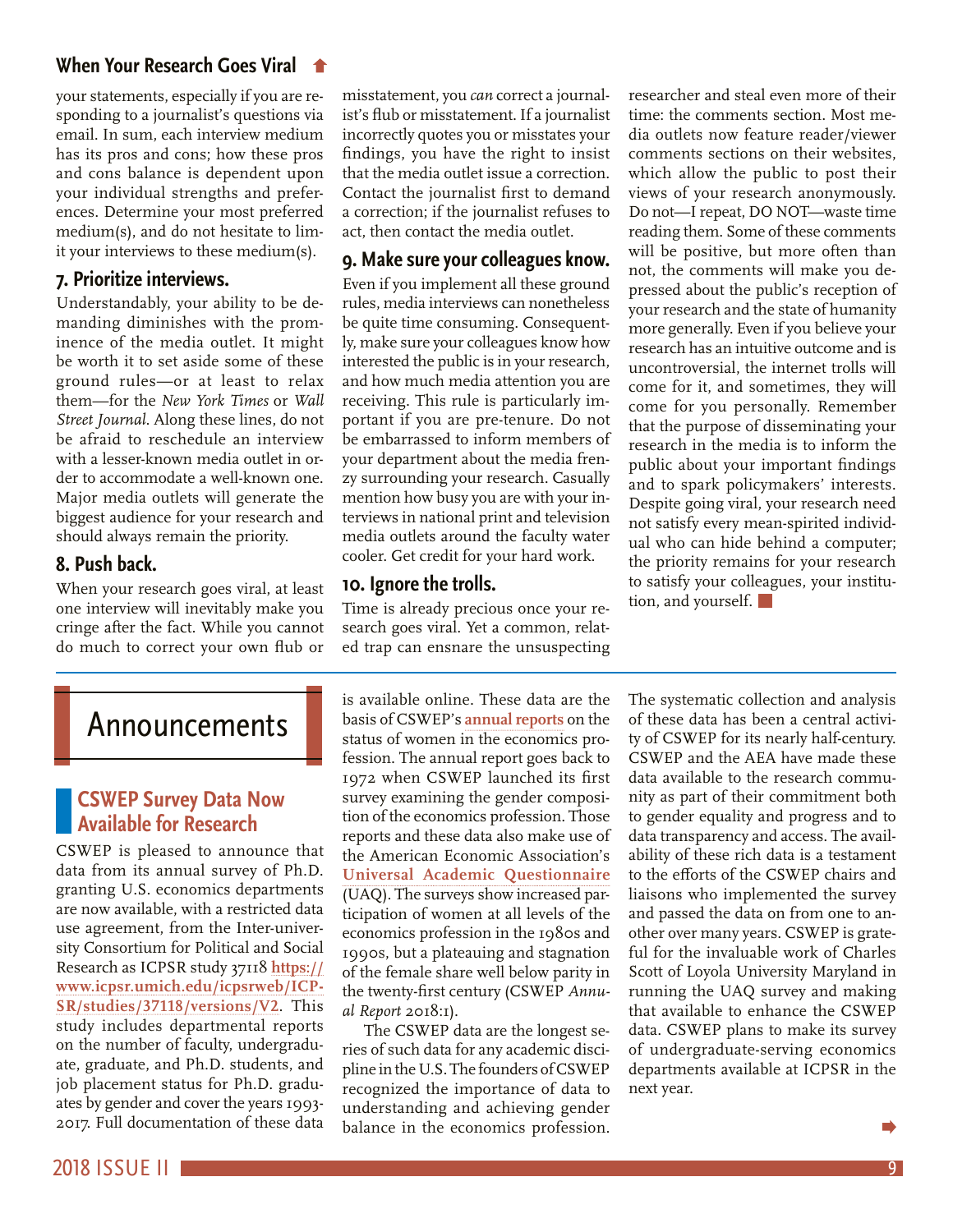your statements, especially if you are responding to a journalist's questions via email. In sum, each interview medium has its pros and cons; how these pros and cons balance is dependent upon your individual strengths and preferences. Determine your most preferred medium(s), and do not hesitate to limit your interviews to these medium(s).

### 7. Prioritize interviews.

Understandably, your ability to be demanding diminishes with the prominence of the media outlet. It might be worth it to set aside some of these ground rules—or at least to relax them—for the *New York Times* or *Wall Street Journal*. Along these lines, do not be afraid to reschedule an interview with a lesser-known media outlet in order to accommodate a well-known one. Major media outlets will generate the biggest audience for your research and should always remain the priority.

### 8. Push back.

When your research goes viral, at least one interview will inevitably make you cringe after the fact. While you cannot do much to correct your own flub or misstatement, you *can* correct a journalist's flub or misstatement. If a journalist incorrectly quotes you or misstates your findings, you have the right to insist that the media outlet issue a correction. Contact the journalist first to demand a correction; if the journalist refuses to act, then contact the media outlet.

### 9. Make sure your colleagues know.

Even if you implement all these ground rules, media interviews can nonetheless be quite time consuming. Consequently, make sure your colleagues know how interested the public is in your research, and how much media attention you are receiving. This rule is particularly important if you are pre-tenure. Do not be embarrassed to inform members of your department about the media frenzy surrounding your research. Casually mention how busy you are with your interviews in national print and television media outlets around the faculty water cooler. Get credit for your hard work.

### 10. Ignore the trolls.

Time is already precious once your research goes viral. Yet a common, related trap can ensnare the unsuspecting researcher and steal even more of their time: the comments section. Most media outlets now feature reader/viewer comments sections on their websites, which allow the public to post their views of your research anonymously. Do not—I repeat, DO NOT—waste time reading them. Some of these comments will be positive, but more often than not, the comments will make you depressed about the public's reception of your research and the state of humanity more generally. Even if you believe your research has an intuitive outcome and is uncontroversial, the internet trolls will come for it, and sometimes, they will come for you personally. Remember that the purpose of disseminating your research in the media is to inform the public about your important findings and to spark policymakers' interests. Despite going viral, your research need not satisfy every mean-spirited individual who can hide behind a computer; the priority remains for your research to satisfy your colleagues, your institution, and yourself.

# Announcements

## CSWEP Survey Data Now Available for Research

CSWEP is pleased to announce that data from its annual survey of Ph.D. granting U.S. economics departments are now available, with a restricted data use agreement, from the Inter-university Consortium for Political and Social Research as ICPSR study 37118 https://www.icpsr.umich.edu/icpsrweb/ICPSR/studies/37118/versions/V2. This study includes departmental reports on the number of faculty, undergraduate, graduate, and Ph.D. students, and job placement status for Ph.D. graduates by gender and cover the years 1993-2017. Full documentation of these data is available online. These data are the basis of CSWEP's annual reports on the status of women in the economics profession. The annual report goes back to 1972 when CSWEP launched its first survey examining the gender composition of the economics profession. Those reports and these data also make use of the American Economic Association's Universal Academic Questionnaire (UAQ). The surveys show increased participation of women at all levels of the economics profession in the 1980s and 1990s, but a plateauing and stagnation of the female share well below parity in the twenty-first century (CSWEP *Annual Report* 2018:1).

The CSWEP data are the longest series of such data for any academic discipline in the U.S. The founders of CSWEP recognized the importance of data to understanding and achieving gender balance in the economics profession. The systematic collection and analysis of these data has been a central activity of CSWEP for its nearly half-century. CSWEP and the AEA have made these data available to the research community as part of their commitment both to gender equality and progress and to data transparency and access. The availability of these rich data is a testament to the efforts of the CSWEP chairs and liaisons who implemented the survey and passed the data on from one to another over many years. CSWEP is grateful for the invaluable work of Charles Scott of Loyola University Maryland in running the UAQ survey and making that available to enhance the CSWEP data. CSWEP plans to make its survey of undergraduate-serving economics departments available at ICPSR in the next year.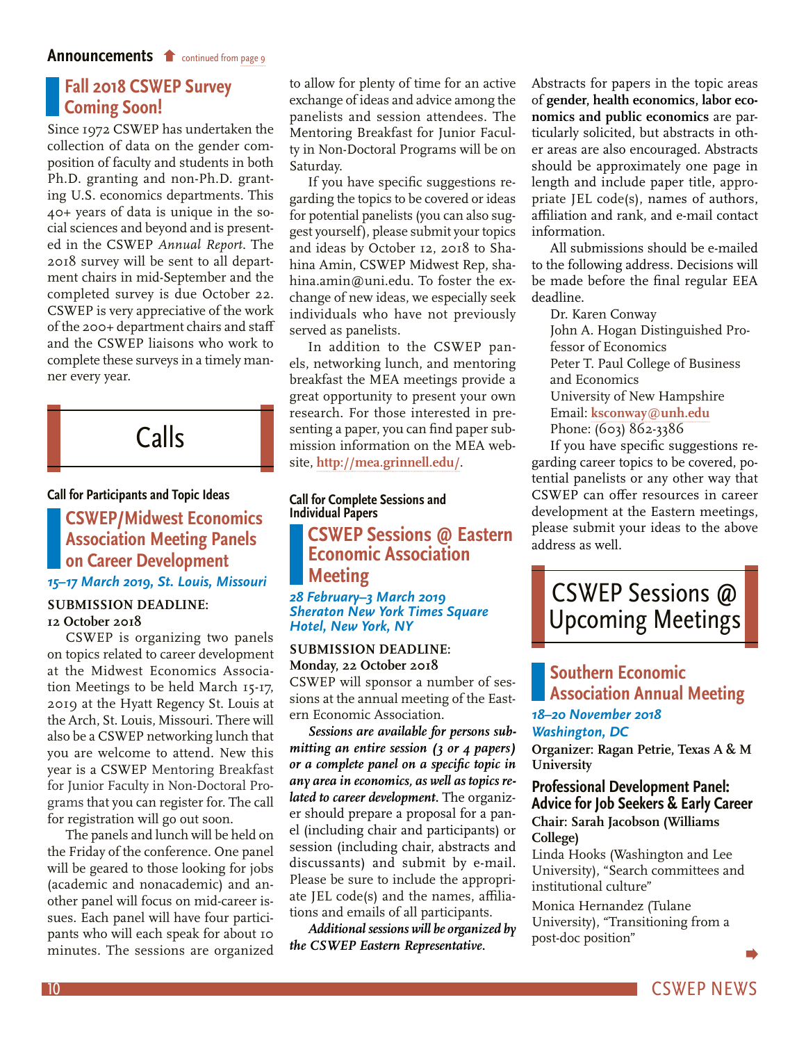## Fall 2018 CSWEP Survey Coming Soon!

Since 1972 CSWEP has undertaken the collection of data on the gender composition of faculty and students in both Ph.D. granting and non-Ph.D. granting U.S. economics departments. This 40+ years of data is unique in the social sciences and beyond and is presented in the CSWEP *Annual Report*. The 2018 survey will be sent to all department chairs in mid-September and the completed survey is due October 22. CSWEP is very appreciative of the work of the 200+ department chairs and staff and the CSWEP liaisons who work to complete these surveys in a timely manner every year.

# Calls

**Call for Participants and Topic Ideas**

## CSWEP/Midwest Economics Association Meeting Panels on Career Development

*15–17 March 2019, St. Louis, Missouri*

**SUBMISSION DEADLINE:**
**12 October 2018**

CSWEP is organizing two panels on topics related to career development at the Midwest Economics Association Meetings to be held March 15-17, 2019 at the Hyatt Regency St. Louis at the Arch, St. Louis, Missouri. There will also be a CSWEP networking lunch that you are welcome to attend. New this year is a CSWEP Mentoring Breakfast for Junior Faculty in Non-Doctoral Programs that you can register for. The call for registration will go out soon.

The panels and lunch will be held on the Friday of the conference. One panel will be geared to those looking for jobs (academic and nonacademic) and another panel will focus on mid-career issues. Each panel will have four participants who will each speak for about 10 minutes. The sessions are organized to allow for plenty of time for an active exchange of ideas and advice among the panelists and session attendees. The Mentoring Breakfast for Junior Faculty in Non-Doctoral Programs will be on Saturday.

If you have specific suggestions regarding the topics to be covered or ideas for potential panelists (you can also suggest yourself), please submit your topics and ideas by October 12, 2018 to Shahina Amin, CSWEP Midwest Rep, shahina.amin@uni.edu. To foster the exchange of new ideas, we especially seek individuals who have not previously served as panelists.

In addition to the CSWEP panels, networking lunch, and mentoring breakfast the MEA meetings provide a great opportunity to present your own research. For those interested in presenting a paper, you can find paper submission information on the MEA website, **http://mea.grinnell.edu/**.

**Call for Complete Sessions and Individual Papers**

## CSWEP Sessions @ Eastern Economic Association Meeting

*28 February–3 March 2019*
*Sheraton New York Times Square Hotel, New York, NY*

**SUBMISSION DEADLINE:**
**Monday, 22 October 2018**

CSWEP will sponsor a number of sessions at the annual meeting of the Eastern Economic Association.

***Sessions are available for persons submitting an entire session (3 or 4 papers) or a complete panel on a specific topic in any area in economics, as well as topics related to career development.*** The organizer should prepare a proposal for a panel (including chair and participants) or session (including chair, abstracts and discussants) and submit by e-mail. Please be sure to include the appropriate JEL code(s) and the names, affiliations and emails of all participants.

***Additional sessions will be organized by the CSWEP Eastern Representative.***

Abstracts for papers in the topic areas of **gender, health economics, labor economics and public economics** are particularly solicited, but abstracts in other areas are also encouraged. Abstracts should be approximately one page in length and include paper title, appropriate JEL code(s), names of authors, affiliation and rank, and e-mail contact information.

All submissions should be e-mailed to the following address. Decisions will be made before the final regular EEA deadline.

Dr. Karen Conway
John A. Hogan Distinguished Professor of Economics
Peter T. Paul College of Business and Economics
University of New Hampshire
Email: **ksconway@unh.edu**
Phone: (603) 862-3386

If you have specific suggestions regarding career topics to be covered, potential panelists or any other way that CSWEP can offer resources in career development at the Eastern meetings, please submit your ideas to the above address as well.

# CSWEP Sessions @ Upcoming Meetings

## Southern Economic Association Annual Meeting

*18–20 November 2018*
*Washington, DC*

**Organizer: Ragan Petrie, Texas A & M University**

### Professional Development Panel: Advice for Job Seekers & Early Career

**Chair: Sarah Jacobson (Williams College)**

Linda Hooks (Washington and Lee University), "Search committees and institutional culture"

Monica Hernandez (Tulane University), "Transitioning from a post-doc position"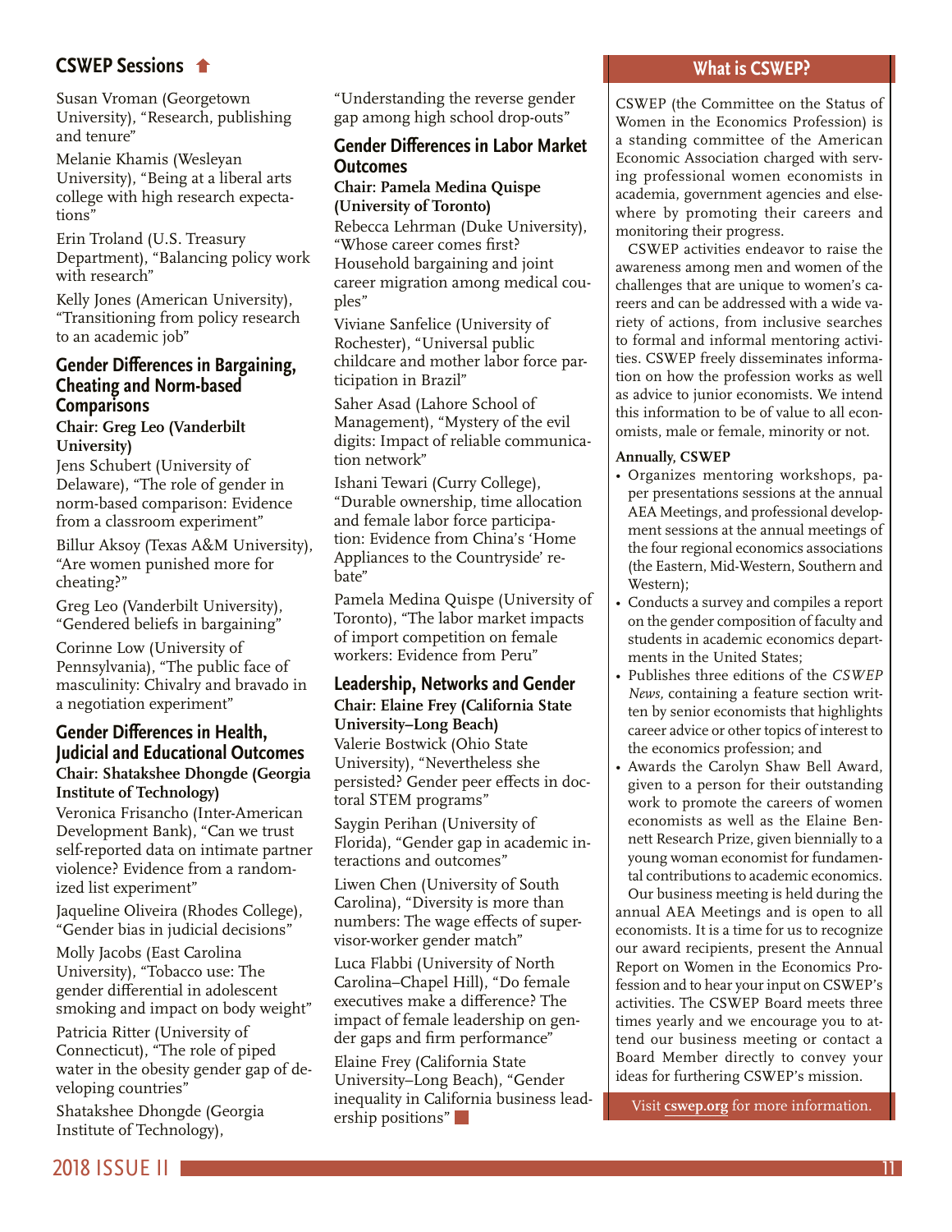## CSWEP Sessions

Susan Vroman (Georgetown University), "Research, publishing and tenure"

Melanie Khamis (Wesleyan University), "Being at a liberal arts college with high research expectations"

Erin Troland (U.S. Treasury Department), "Balancing policy work with research"

Kelly Jones (American University), "Transitioning from policy research to an academic job"

### Gender Differences in Bargaining, Cheating and Norm-based Comparisons

**Chair: Greg Leo (Vanderbilt University)**

Jens Schubert (University of Delaware), "The role of gender in norm-based comparison: Evidence from a classroom experiment"

Billur Aksoy (Texas A&M University), "Are women punished more for cheating?"

Greg Leo (Vanderbilt University), "Gendered beliefs in bargaining"

Corinne Low (University of Pennsylvania), "The public face of masculinity: Chivalry and bravado in a negotiation experiment"

### Gender Differences in Health, Judicial and Educational Outcomes

**Chair: Shatakshee Dhongde (Georgia Institute of Technology)**

Veronica Frisancho (Inter-American Development Bank), "Can we trust self-reported data on intimate partner violence? Evidence from a randomized list experiment"

Jaqueline Oliveira (Rhodes College), "Gender bias in judicial decisions"

Molly Jacobs (East Carolina University), "Tobacco use: The gender differential in adolescent smoking and impact on body weight"

Patricia Ritter (University of Connecticut), "The role of piped water in the obesity gender gap of developing countries"

Shatakshee Dhongde (Georgia Institute of Technology), "Understanding the reverse gender gap among high school drop-outs"

### Gender Differences in Labor Market Outcomes

**Chair: Pamela Medina Quispe (University of Toronto)**

Rebecca Lehrman (Duke University), "Whose career comes first? Household bargaining and joint career migration among medical couples"

Viviane Sanfelice (University of Rochester), "Universal public childcare and mother labor force participation in Brazil"

Saher Asad (Lahore School of Management), "Mystery of the evil digits: Impact of reliable communication network"

Ishani Tewari (Curry College), "Durable ownership, time allocation and female labor force participation: Evidence from China's 'Home Appliances to the Countryside' rebate"

Pamela Medina Quispe (University of Toronto), "The labor market impacts of import competition on female workers: Evidence from Peru"

### Leadership, Networks and Gender

**Chair: Elaine Frey (California State University–Long Beach)**

Valerie Bostwick (Ohio State University), "Nevertheless she persisted? Gender peer effects in doctoral STEM programs"

Saygin Perihan (University of Florida), "Gender gap in academic interactions and outcomes"

Liwen Chen (University of South Carolina), "Diversity is more than numbers: The wage effects of supervisor-worker gender match"

Luca Flabbi (University of North Carolina–Chapel Hill), "Do female executives make a difference? The impact of female leadership on gender gaps and firm performance"

Elaine Frey (California State University–Long Beach), "Gender inequality in California business leadership positions"

## What is CSWEP?

CSWEP (the Committee on the Status of Women in the Economics Profession) is a standing committee of the American Economic Association charged with serving professional women economists in academia, government agencies and elsewhere by promoting their careers and monitoring their progress.

CSWEP activities endeavor to raise the awareness among men and women of the challenges that are unique to women's careers and can be addressed with a wide variety of actions, from inclusive searches to formal and informal mentoring activities. CSWEP freely disseminates information on how the profession works as well as advice to junior economists. We intend this information to be of value to all economists, male or female, minority or not.

**Annually, CSWEP**

- Organizes mentoring workshops, paper presentations sessions at the annual AEA Meetings, and professional development sessions at the annual meetings of the four regional economics associations (the Eastern, Mid-Western, Southern and Western);
- Conducts a survey and compiles a report on the gender composition of faculty and students in academic economics departments in the United States;
- Publishes three editions of the *CSWEP News,* containing a feature section written by senior economists that highlights career advice or other topics of interest to the economics profession; and
- Awards the Carolyn Shaw Bell Award, given to a person for their outstanding work to promote the careers of women economists as well as the Elaine Bennett Research Prize, given biennially to a young woman economist for fundamental contributions to academic economics.

Our business meeting is held during the annual AEA Meetings and is open to all economists. It is a time for us to recognize our award recipients, present the Annual Report on Women in the Economics Profession and to hear your input on CSWEP's activities. The CSWEP Board meets three times yearly and we encourage you to attend our business meeting or contact a Board Member directly to convey your ideas for furthering CSWEP's mission.

Visit **cswep.org** for more information.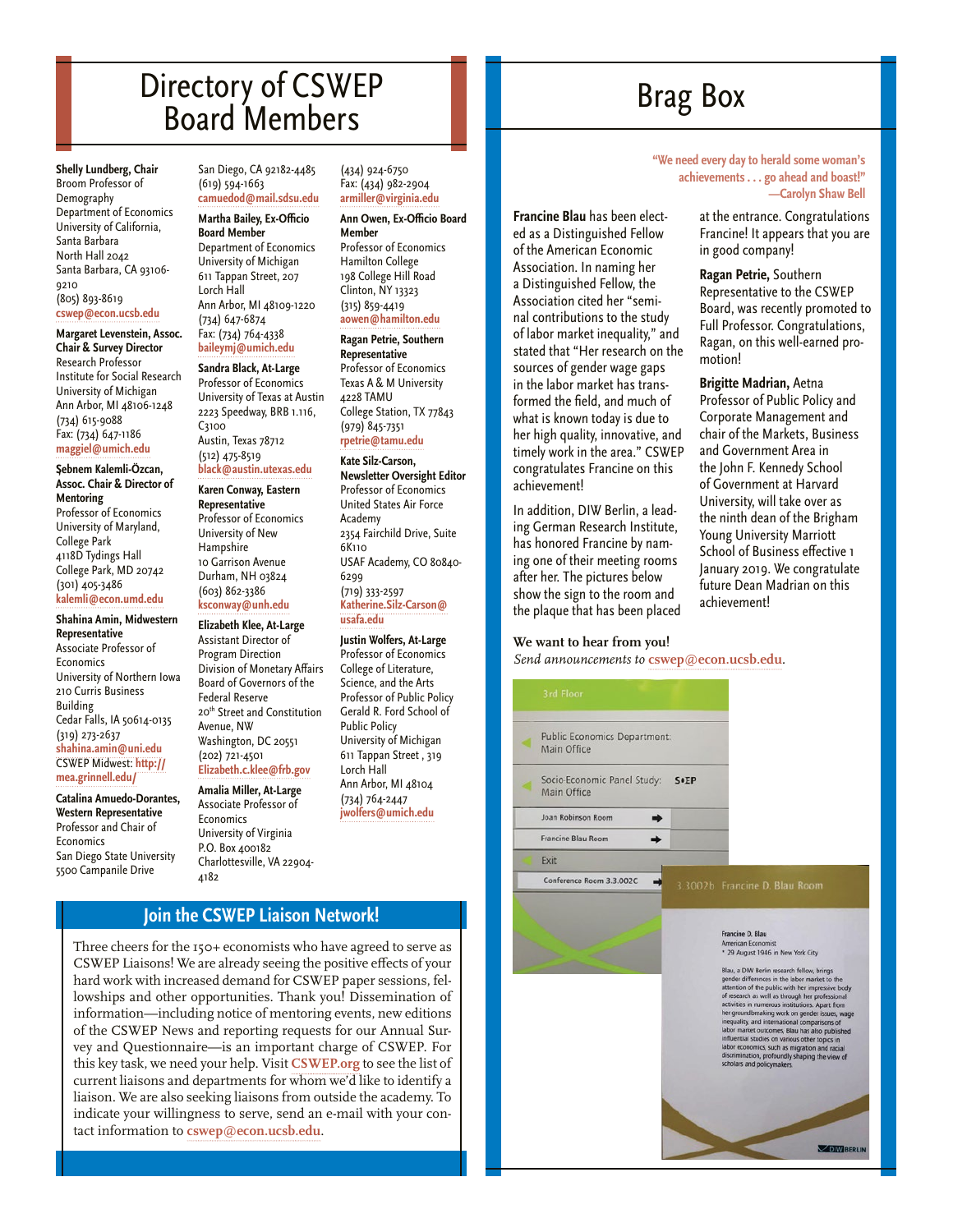# Directory of CSWEP Board Members

**Shelly Lundberg, Chair**
Broom Professor of Demography
Department of Economics
University of California, Santa Barbara
North Hall 2042
Santa Barbara, CA 93106-9210
(805) 893-8619
cswep@econ.ucsb.edu

**Margaret Levenstein, Assoc. Chair & Survey Director**
Research Professor
Institute for Social Research
University of Michigan
Ann Arbor, MI 48106-1248
(734) 615-9088
Fax: (734) 647-1186
maggiel@umich.edu

**Şebnem Kalemli-Özcan, Assoc. Chair & Director of Mentoring**
Professor of Economics
University of Maryland, College Park
4118D Tydings Hall
College Park, MD 20742
(301) 405-3486
kalemli@econ.umd.edu

**Shahina Amin, Midwestern Representative**
Associate Professor of Economics
University of Northern Iowa
210 Curris Business Building
Cedar Falls, IA 50614-0135
(319) 273-2637
shahina.amin@uni.edu
CSWEP Midwest: http://mea.grinnell.edu/

**Catalina Amuedo-Dorantes, Western Representative**
Professor and Chair of Economics
San Diego State University
5500 Campanile Drive
San Diego, CA 92182-4485
(619) 594-1663
camuedod@mail.sdsu.edu

**Martha Bailey, Ex-Officio Board Member**
Department of Economics
University of Michigan
611 Tappan Street, 207 Lorch Hall
Ann Arbor, MI 48109-1220
(734) 647-6874
Fax: (734) 764-4338
baileymj@umich.edu

**Sandra Black, At-Large**
Professor of Economics
University of Texas at Austin
2223 Speedway, BRB 1.116, C3100
Austin, Texas 78712
(512) 475-8519
black@austin.utexas.edu

**Karen Conway, Eastern Representative**
Professor of Economics
University of New Hampshire
10 Garrison Avenue
Durham, NH 03824
(603) 862-3386
ksconway@unh.edu

**Elizabeth Klee, At-Large**
Assistant Director of Program Direction
Division of Monetary Affairs
Board of Governors of the Federal Reserve
20th Street and Constitution Avenue, NW
Washington, DC 20551
(202) 721-4501
Elizabeth.c.klee@frb.gov

**Amalia Miller, At-Large**
Associate Professor of Economics
University of Virginia
P.O. Box 400182
Charlottesville, VA 22904-4182
(434) 924-6750
Fax: (434) 982-2904
armiller@virginia.edu

**Ann Owen, Ex-Officio Board Member**
Professor of Economics
Hamilton College
198 College Hill Road
Clinton, NY 13323
(315) 859-4419
aowen@hamilton.edu

**Ragan Petrie, Southern Representative**
Professor of Economics
Texas A & M University
4228 TAMU
College Station, TX 77843
(979) 845-7351
rpetrie@tamu.edu

**Kate Silz-Carson, Newsletter Oversight Editor**
Professor of Economics
United States Air Force Academy
2354 Fairchild Drive, Suite 6K110
USAF Academy, CO 80840-6299
(719) 333-2597
Katherine.Silz-Carson@usafa.edu

**Justin Wolfers, At-Large**
Professor of Economics
College of Literature, Science, and the Arts
Professor of Public Policy
Gerald R. Ford School of Public Policy
University of Michigan
611 Tappan Street, 319 Lorch Hall
Ann Arbor, MI 48104
(734) 764-2447
jwolfers@umich.edu

## Join the CSWEP Liaison Network!

Three cheers for the 150+ economists who have agreed to serve as CSWEP Liaisons! We are already seeing the positive effects of your hard work with increased demand for CSWEP paper sessions, fellowships and other opportunities. Thank you! Dissemination of information—including notice of mentoring events, new editions of the CSWEP News and reporting requests for our Annual Survey and Questionnaire—is an important charge of CSWEP. For this key task, we need your help. Visit **CSWEP.org** to see the list of current liaisons and departments for whom we'd like to identify a liaison. We are also seeking liaisons from outside the academy. To indicate your willingness to serve, send an e-mail with your contact information to **cswep@econ.ucsb.edu**.

# Brag Box

**"We need every day to herald some woman's achievements . . . go ahead and boast!" —Carolyn Shaw Bell**

**Francine Blau** has been elected as a Distinguished Fellow of the American Economic Association. In naming her a Distinguished Fellow, the Association cited her "seminal contributions to the study of labor market inequality," and stated that "Her research on the sources of gender wage gaps in the labor market has transformed the field, and much of what is known today is due to her high quality, innovative, and timely work in the area." CSWEP congratulates Francine on this achievement!

In addition, DIW Berlin, a leading German Research Institute, has honored Francine by naming one of their meeting rooms after her. The pictures below show the sign to the room and the plaque that has been placed at the entrance. Congratulations Francine! It appears that you are in good company!

**Ragan Petrie,** Southern Representative to the CSWEP Board, was recently promoted to Full Professor. Congratulations, Ragan, on this well-earned promotion!

**Brigitte Madrian,** Aetna Professor of Public Policy and Corporate Management and chair of the Markets, Business and Government Area in the John F. Kennedy School of Government at Harvard University, will take over as the ninth dean of the Brigham Young University Marriott School of Business effective 1 January 2019. We congratulate future Dean Madrian on this achievement!

**We want to hear from you!**
*Send announcements to* **cswep@econ.ucsb.edu**.

3rd Floor
Public Economics Department: Main Office
Socio-Economic Panel Study: Main Office
Joan Robinson Room
Francine Blau Room
Exit
Conference Room 3.3.002C

3.3002b Francine D. Blau Room

Francine D. Blau
American Economist
* 29 August 1946 in New York City

Blau, a DIW Berlin research fellow, brings gender differences in the labor market to the attention of the public with her impressive body of research as well as through her professional activities in numerous institutions. Apart from her groundbreaking work on gender issues, wage inequality, and international comparisons of labor market outcomes, Blau has also published influential studies on various other topics in labor economics, such as migration and racial discrimination, profoundly shaping the view of scholars and policymakers.